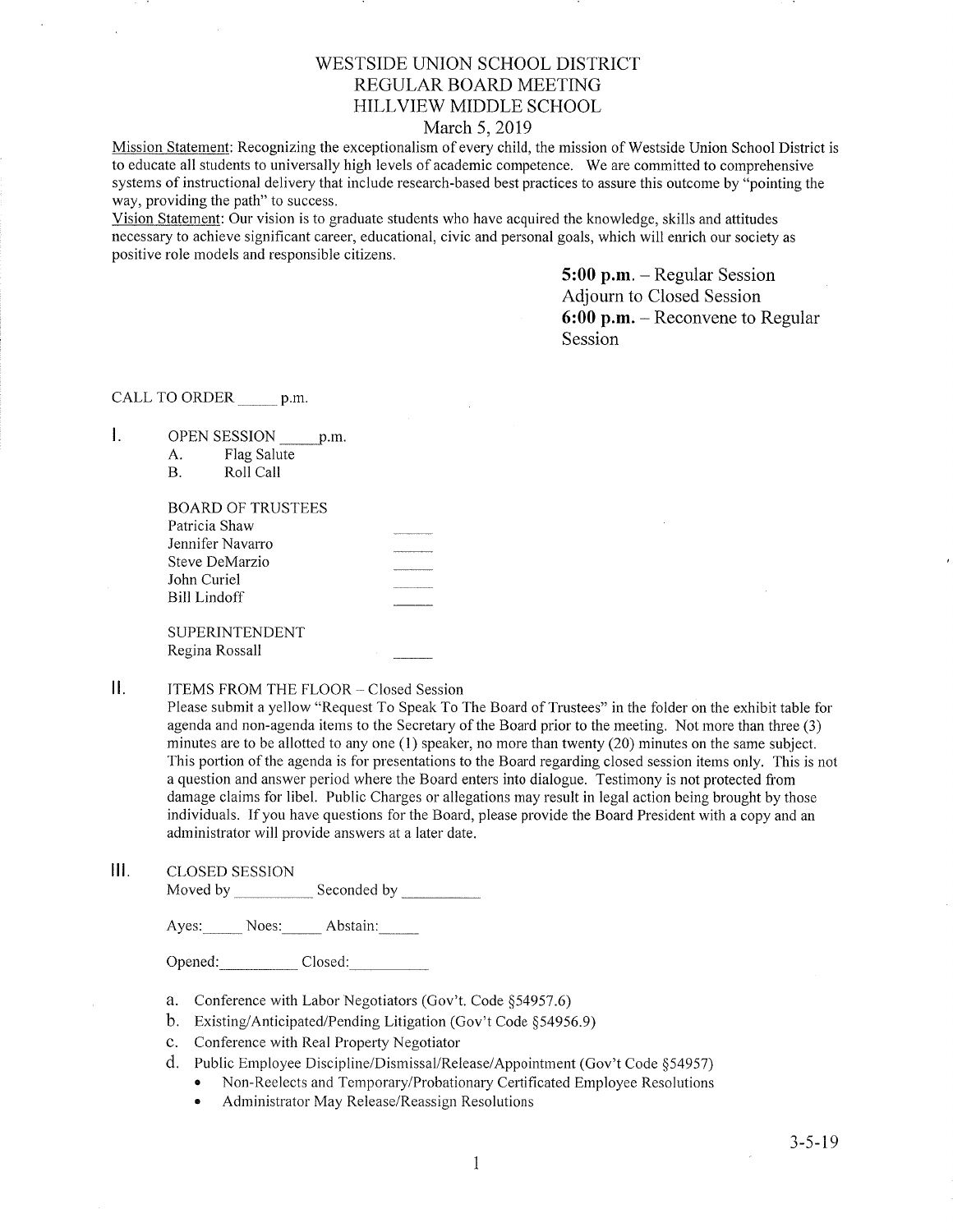# WESTSIDE UNION SCHOOL DISTRICT
## REGULAR BOARD MEETING
## HILLVIEW MIDDLE SCHOOL
### March 5, 2019

Mission Statement: Recognizing the exceptionalism of every child, the mission of Westside Union School District is to educate all students to universally high levels of academic competence. We are committed to comprehensive systems of instructional delivery that include research-based best practices to assure this outcome by "pointing the way, providing the path" to success.

Vision Statement: Our vision is to graduate students who have acquired the knowledge, skills and attitudes necessary to achieve significant career, educational, civic and personal goals, which will enrich our society as positive role models and responsible citizens.

**5:00 p.m.** – Regular Session
Adjourn to Closed Session
**6:00 p.m.** – Reconvene to Regular Session

CALL TO ORDER _____ p.m.

I. OPEN SESSION _____ p.m.
   A. Flag Salute
   B. Roll Call

   BOARD OF TRUSTEES
   Patricia Shaw _____
   Jennifer Navarro _____
   Steve DeMarzio _____
   John Curiel _____
   Bill Lindoff _____

   SUPERINTENDENT
   Regina Rossall _____

II. ITEMS FROM THE FLOOR – Closed Session

Please submit a yellow "Request To Speak To The Board of Trustees" in the folder on the exhibit table for agenda and non-agenda items to the Secretary of the Board prior to the meeting. Not more than three (3) minutes are to be allotted to any one (1) speaker, no more than twenty (20) minutes on the same subject. This portion of the agenda is for presentations to the Board regarding closed session items only. This is not a question and answer period where the Board enters into dialogue. Testimony is not protected from damage claims for libel. Public Charges or allegations may result in legal action being brought by those individuals. If you have questions for the Board, please provide the Board President with a copy and an administrator will provide answers at a later date.

III. CLOSED SESSION

Moved by __________ Seconded by __________

Ayes:_____ Noes:_____ Abstain:_____

Opened:__________ Closed:__________

a. Conference with Labor Negotiators (Gov't. Code §54957.6)
b. Existing/Anticipated/Pending Litigation (Gov't Code §54956.9)
c. Conference with Real Property Negotiator
d. Public Employee Discipline/Dismissal/Release/Appointment (Gov't Code §54957)
   - Non-Reelects and Temporary/Probationary Certificated Employee Resolutions
   - Administrator May Release/Reassign Resolutions

3-5-19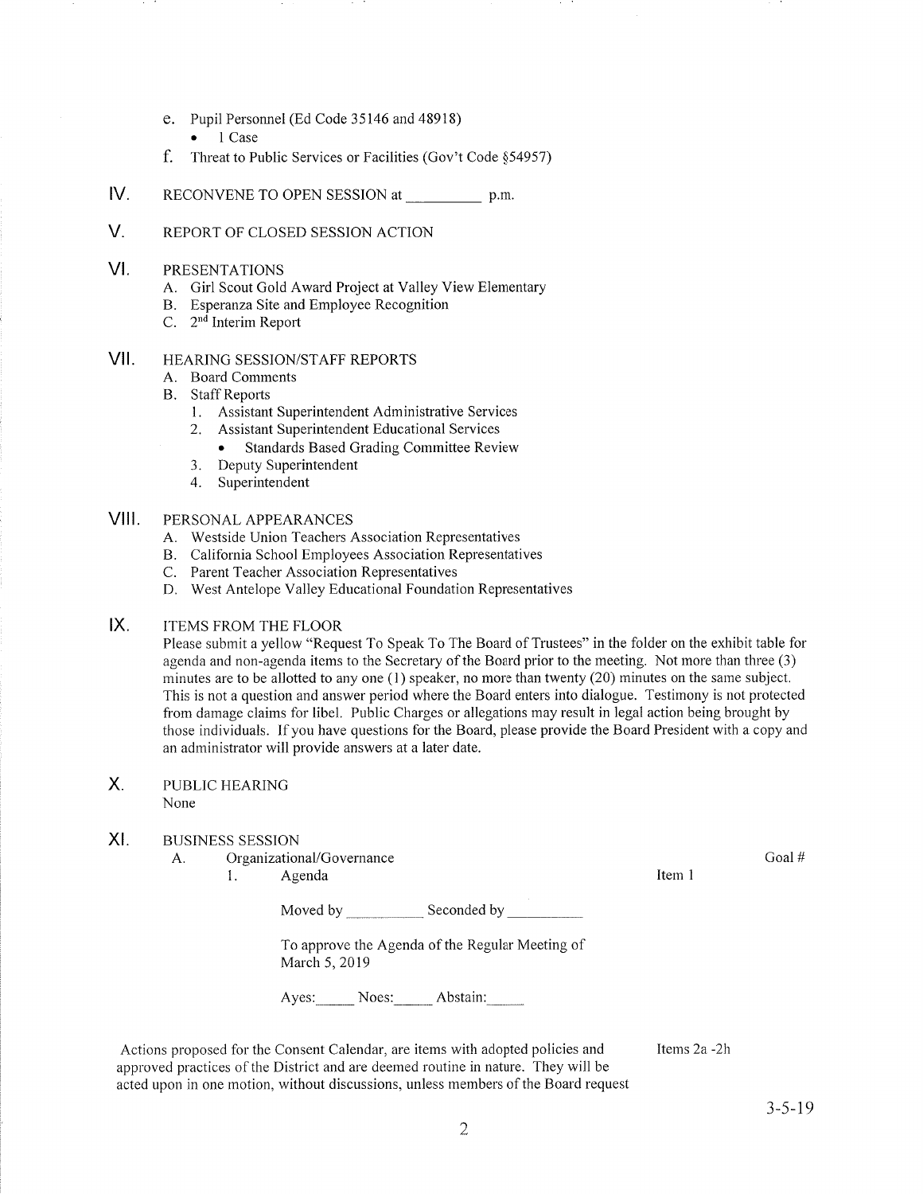e. Pupil Personnel (Ed Code 35146 and 48918)
   - 1 Case

f. Threat to Public Services or Facilities (Gov't Code §54957)

## IV. RECONVENE TO OPEN SESSION at __________ p.m.

## V. REPORT OF CLOSED SESSION ACTION

## VI. PRESENTATIONS

A. Girl Scout Gold Award Project at Valley View Elementary
B. Esperanza Site and Employee Recognition
C. 2nd Interim Report

## VII. HEARING SESSION/STAFF REPORTS

A. Board Comments
B. Staff Reports
   1. Assistant Superintendent Administrative Services
   2. Assistant Superintendent Educational Services
      - Standards Based Grading Committee Review
   3. Deputy Superintendent
   4. Superintendent

## VIII. PERSONAL APPEARANCES

A. Westside Union Teachers Association Representatives
B. California School Employees Association Representatives
C. Parent Teacher Association Representatives
D. West Antelope Valley Educational Foundation Representatives

## IX. ITEMS FROM THE FLOOR

Please submit a yellow "Request To Speak To The Board of Trustees" in the folder on the exhibit table for agenda and non-agenda items to the Secretary of the Board prior to the meeting. Not more than three (3) minutes are to be allotted to any one (1) speaker, no more than twenty (20) minutes on the same subject. This is not a question and answer period where the Board enters into dialogue. Testimony is not protected from damage claims for libel. Public Charges or allegations may result in legal action being brought by those individuals. If you have questions for the Board, please provide the Board President with a copy and an administrator will provide answers at a later date.

## X. PUBLIC HEARING

None

## XI. BUSINESS SESSION

A. Organizational/Governance — Goal #

1. Agenda — Item 1

Moved by __________ Seconded by __________

To approve the Agenda of the Regular Meeting of March 5, 2019

Ayes:_____ Noes:_____ Abstain:_____

Actions proposed for the Consent Calendar, are items with adopted policies and approved practices of the District and are deemed routine in nature. They will be acted upon in one motion, without discussions, unless members of the Board request — Items 2a -2h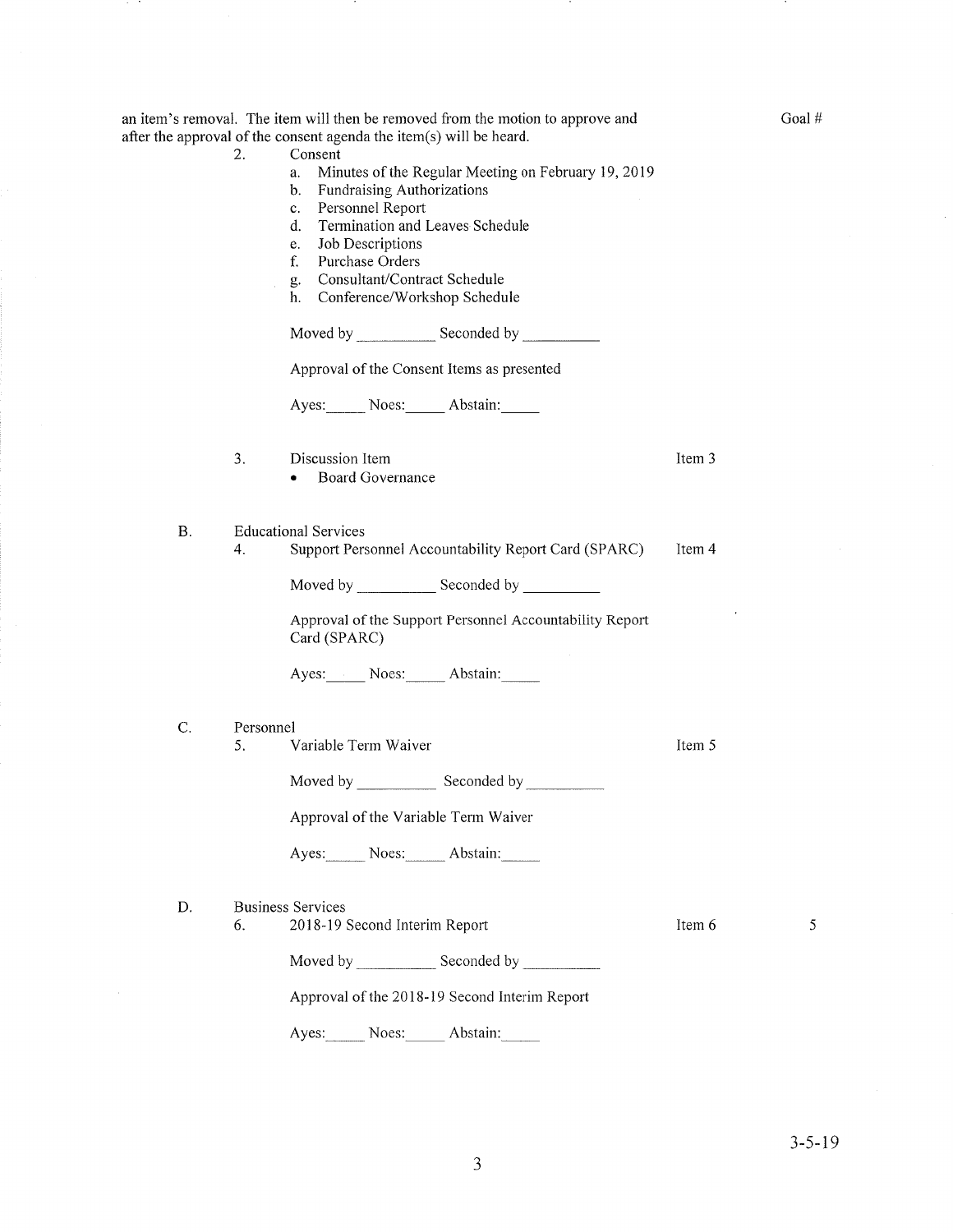an item's removal. The item will then be removed from the motion to approve and after the approval of the consent agenda the item(s) will be heard.

Goal #

2. Consent
   a. Minutes of the Regular Meeting on February 19, 2019
   b. Fundraising Authorizations
   c. Personnel Report
   d. Termination and Leaves Schedule
   e. Job Descriptions
   f. Purchase Orders
   g. Consultant/Contract Schedule
   h. Conference/Workshop Schedule

   Moved by __________ Seconded by __________

   Approval of the Consent Items as presented

   Ayes:_____ Noes:_____ Abstain:_____

3. Discussion Item — Item 3
   - Board Governance

B. Educational Services

4. Support Personnel Accountability Report Card (SPARC) — Item 4

   Moved by __________ Seconded by __________

   Approval of the Support Personnel Accountability Report Card (SPARC)

   Ayes:_____ Noes:_____ Abstain:_____

C. Personnel

5. Variable Term Waiver — Item 5

   Moved by __________ Seconded by __________

   Approval of the Variable Term Waiver

   Ayes:_____ Noes:_____ Abstain:_____

D. Business Services

6. 2018-19 Second Interim Report — Item 6 — 5

   Moved by __________ Seconded by __________

   Approval of the 2018-19 Second Interim Report

   Ayes:_____ Noes:_____ Abstain:_____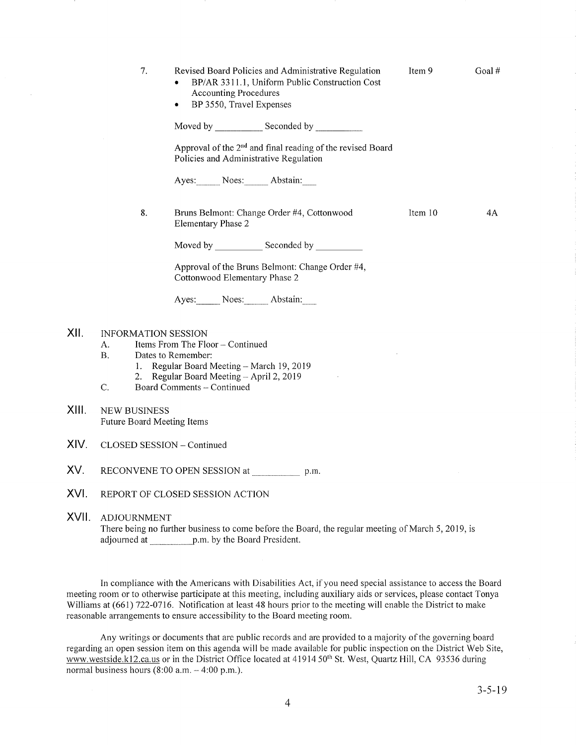7. Revised Board Policies and Administrative Regulation — Item 9 — Goal #
   - BP/AR 3311.1, Uniform Public Construction Cost Accounting Procedures
   - BP 3550, Travel Expenses

   Moved by __________ Seconded by __________

   Approval of the 2nd and final reading of the revised Board Policies and Administrative Regulation

   Ayes:_____ Noes:_____ Abstain:___

8. Bruns Belmont: Change Order #4, Cottonwood Elementary Phase 2 — Item 10 — 4A

   Moved by __________ Seconded by __________

   Approval of the Bruns Belmont: Change Order #4, Cottonwood Elementary Phase 2

   Ayes:_____ Noes:_____ Abstain:___

## XII. INFORMATION SESSION

A. Items From The Floor – Continued

B. Dates to Remember:
   1. Regular Board Meeting – March 19, 2019
   2. Regular Board Meeting – April 2, 2019

C. Board Comments – Continued

## XIII. NEW BUSINESS

Future Board Meeting Items

## XIV. CLOSED SESSION – Continued

## XV. RECONVENE TO OPEN SESSION at __________ p.m.

## XVI. REPORT OF CLOSED SESSION ACTION

## XVII. ADJOURNMENT

There being no further business to come before the Board, the regular meeting of March 5, 2019, is adjourned at _________p.m. by the Board President.

In compliance with the Americans with Disabilities Act, if you need special assistance to access the Board meeting room or to otherwise participate at this meeting, including auxiliary aids or services, please contact Tonya Williams at (661) 722-0716. Notification at least 48 hours prior to the meeting will enable the District to make reasonable arrangements to ensure accessibility to the Board meeting room.

Any writings or documents that are public records and are provided to a majority of the governing board regarding an open session item on this agenda will be made available for public inspection on the District Web Site, www.westside.k12.ca.us or in the District Office located at 41914 50th St. West, Quartz Hill, CA 93536 during normal business hours (8:00 a.m. – 4:00 p.m.).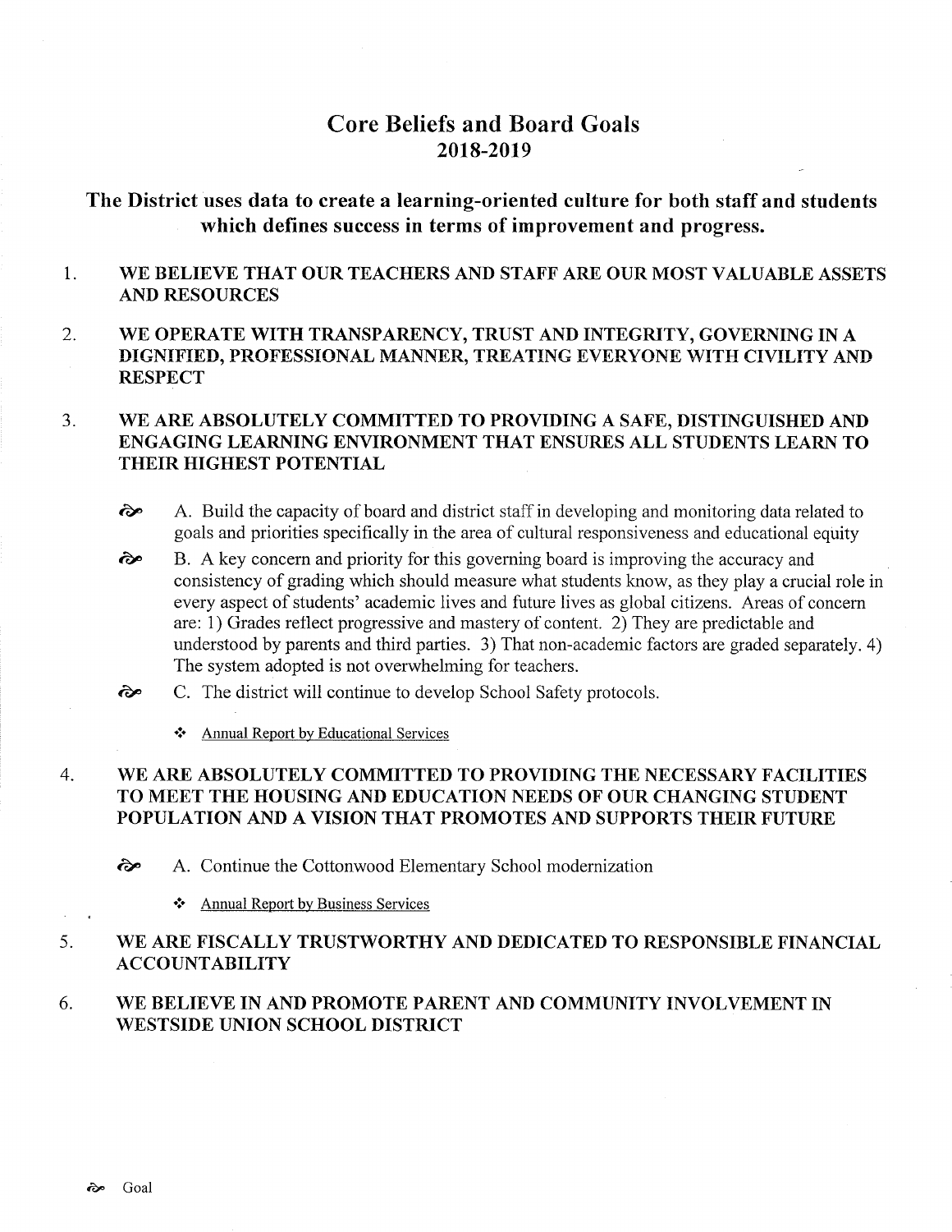# Core Beliefs and Board Goals
## 2018-2019

### The District uses data to create a learning-oriented culture for both staff and students which defines success in terms of improvement and progress.

1. **WE BELIEVE THAT OUR TEACHERS AND STAFF ARE OUR MOST VALUABLE ASSETS AND RESOURCES**

2. **WE OPERATE WITH TRANSPARENCY, TRUST AND INTEGRITY, GOVERNING IN A DIGNIFIED, PROFESSIONAL MANNER, TREATING EVERYONE WITH CIVILITY AND RESPECT**

3. **WE ARE ABSOLUTELY COMMITTED TO PROVIDING A SAFE, DISTINGUISHED AND ENGAGING LEARNING ENVIRONMENT THAT ENSURES ALL STUDENTS LEARN TO THEIR HIGHEST POTENTIAL**

   - ♂ A. Build the capacity of board and district staff in developing and monitoring data related to goals and priorities specifically in the area of cultural responsiveness and educational equity
   - ♂ B. A key concern and priority for this governing board is improving the accuracy and consistency of grading which should measure what students know, as they play a crucial role in every aspect of students' academic lives and future lives as global citizens. Areas of concern are: 1) Grades reflect progressive and mastery of content. 2) They are predictable and understood by parents and third parties. 3) That non-academic factors are graded separately. 4) The system adopted is not overwhelming for teachers.
   - ♂ C. The district will continue to develop School Safety protocols.
     - ❖ <u>Annual Report by Educational Services</u>

4. **WE ARE ABSOLUTELY COMMITTED TO PROVIDING THE NECESSARY FACILITIES TO MEET THE HOUSING AND EDUCATION NEEDS OF OUR CHANGING STUDENT POPULATION AND A VISION THAT PROMOTES AND SUPPORTS THEIR FUTURE**

   - ♂ A. Continue the Cottonwood Elementary School modernization
     - ❖ <u>Annual Report by Business Services</u>

5. **WE ARE FISCALLY TRUSTWORTHY AND DEDICATED TO RESPONSIBLE FINANCIAL ACCOUNTABILITY**

6. **WE BELIEVE IN AND PROMOTE PARENT AND COMMUNITY INVOLVEMENT IN WESTSIDE UNION SCHOOL DISTRICT**

♂ Goal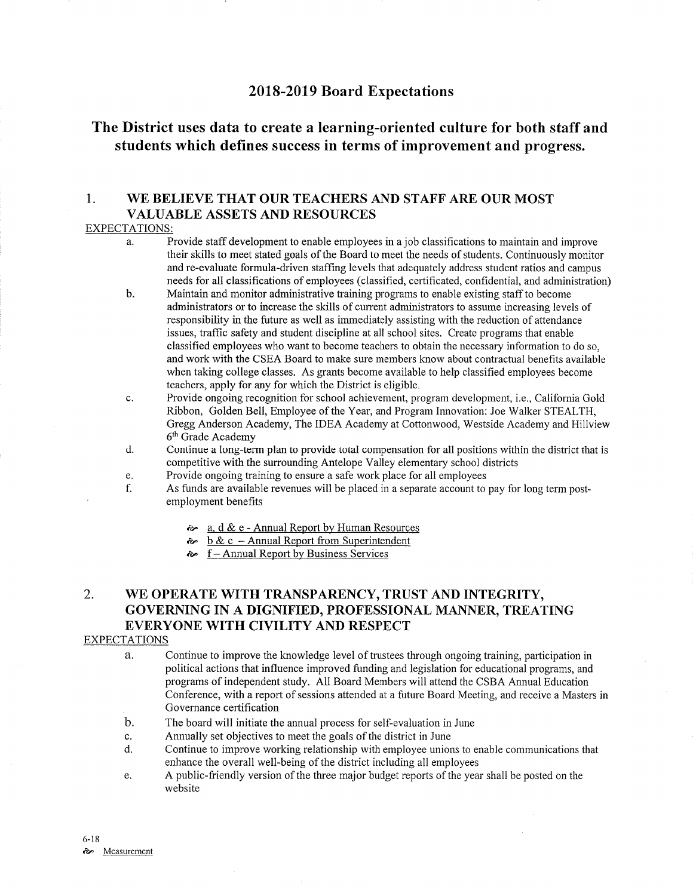# 2018-2019 Board Expectations

## The District uses data to create a learning-oriented culture for both staff and students which defines success in terms of improvement and progress.

### 1. WE BELIEVE THAT OUR TEACHERS AND STAFF ARE OUR MOST VALUABLE ASSETS AND RESOURCES

EXPECTATIONS:

a. Provide staff development to enable employees in a job classifications to maintain and improve their skills to meet stated goals of the Board to meet the needs of students. Continuously monitor and re-evaluate formula-driven staffing levels that adequately address student ratios and campus needs for all classifications of employees (classified, certificated, confidential, and administration)

b. Maintain and monitor administrative training programs to enable existing staff to become administrators or to increase the skills of current administrators to assume increasing levels of responsibility in the future as well as immediately assisting with the reduction of attendance issues, traffic safety and student discipline at all school sites. Create programs that enable classified employees who want to become teachers to obtain the necessary information to do so, and work with the CSEA Board to make sure members know about contractual benefits available when taking college classes. As grants become available to help classified employees become teachers, apply for any for which the District is eligible.

c. Provide ongoing recognition for school achievement, program development, i.e., California Gold Ribbon, Golden Bell, Employee of the Year, and Program Innovation: Joe Walker STEALTH, Gregg Anderson Academy, The IDEA Academy at Cottonwood, Westside Academy and Hillview 6th Grade Academy

d. Continue a long-term plan to provide total compensation for all positions within the district that is competitive with the surrounding Antelope Valley elementary school districts

e. Provide ongoing training to ensure a safe work place for all employees

f. As funds are available revenues will be placed in a separate account to pay for long term post-employment benefits

- a, d & e - Annual Report by Human Resources
- b & c – Annual Report from Superintendent
- f – Annual Report by Business Services

### 2. WE OPERATE WITH TRANSPARENCY, TRUST AND INTEGRITY, GOVERNING IN A DIGNIFIED, PROFESSIONAL MANNER, TREATING EVERYONE WITH CIVILITY AND RESPECT

EXPECTATIONS

a. Continue to improve the knowledge level of trustees through ongoing training, participation in political actions that influence improved funding and legislation for educational programs, and programs of independent study. All Board Members will attend the CSBA Annual Education Conference, with a report of sessions attended at a future Board Meeting, and receive a Masters in Governance certification

b. The board will initiate the annual process for self-evaluation in June

c. Annually set objectives to meet the goals of the district in June

d. Continue to improve working relationship with employee unions to enable communications that enhance the overall well-being of the district including all employees

e. A public-friendly version of the three major budget reports of the year shall be posted on the website

6-18

Measurement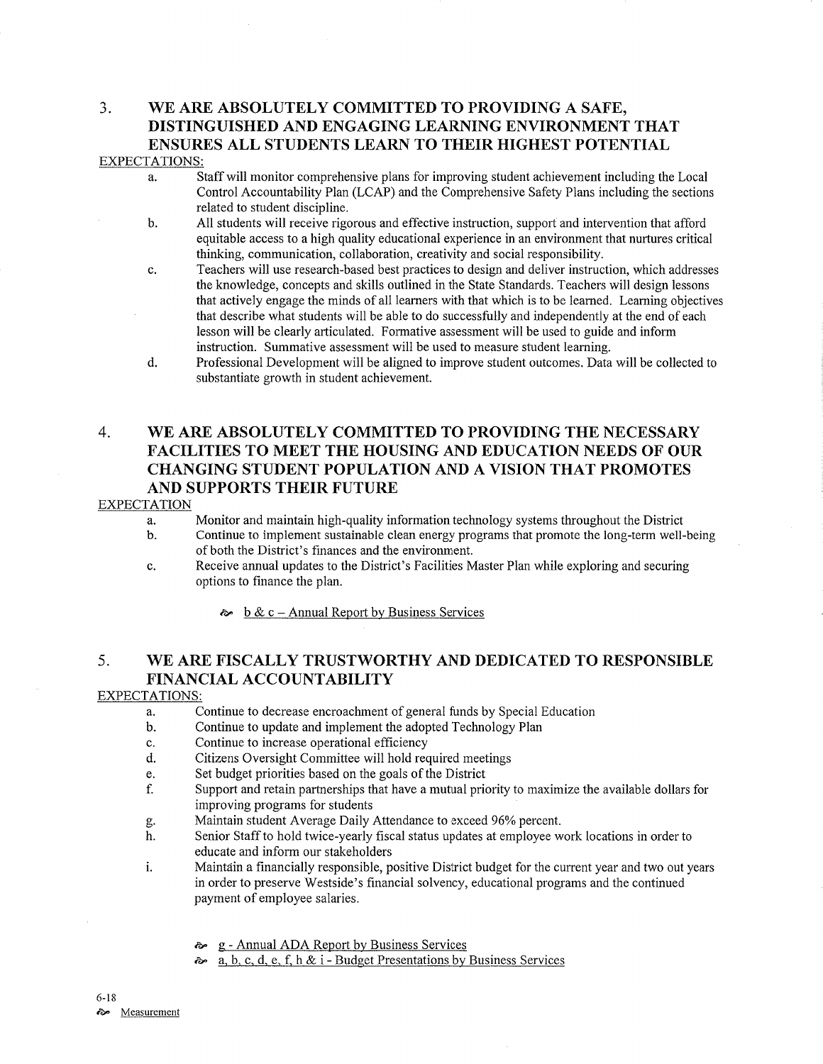## 3. WE ARE ABSOLUTELY COMMITTED TO PROVIDING A SAFE, DISTINGUISHED AND ENGAGING LEARNING ENVIRONMENT THAT ENSURES ALL STUDENTS LEARN TO THEIR HIGHEST POTENTIAL

EXPECTATIONS:

a. Staff will monitor comprehensive plans for improving student achievement including the Local Control Accountability Plan (LCAP) and the Comprehensive Safety Plans including the sections related to student discipline.

b. All students will receive rigorous and effective instruction, support and intervention that afford equitable access to a high quality educational experience in an environment that nurtures critical thinking, communication, collaboration, creativity and social responsibility.

c. Teachers will use research-based best practices to design and deliver instruction, which addresses the knowledge, concepts and skills outlined in the State Standards. Teachers will design lessons that actively engage the minds of all learners with that which is to be learned. Learning objectives that describe what students will be able to do successfully and independently at the end of each lesson will be clearly articulated. Formative assessment will be used to guide and inform instruction. Summative assessment will be used to measure student learning.

d. Professional Development will be aligned to improve student outcomes. Data will be collected to substantiate growth in student achievement.

## 4. WE ARE ABSOLUTELY COMMITTED TO PROVIDING THE NECESSARY FACILITIES TO MEET THE HOUSING AND EDUCATION NEEDS OF OUR CHANGING STUDENT POPULATION AND A VISION THAT PROMOTES AND SUPPORTS THEIR FUTURE

EXPECTATION

a. Monitor and maintain high-quality information technology systems throughout the District

b. Continue to implement sustainable clean energy programs that promote the long-term well-being of both the District's finances and the environment.

c. Receive annual updates to the District's Facilities Master Plan while exploring and securing options to finance the plan.

- b & c – Annual Report by Business Services

## 5. WE ARE FISCALLY TRUSTWORTHY AND DEDICATED TO RESPONSIBLE FINANCIAL ACCOUNTABILITY

EXPECTATIONS:

a. Continue to decrease encroachment of general funds by Special Education

b. Continue to update and implement the adopted Technology Plan

c. Continue to increase operational efficiency

d. Citizens Oversight Committee will hold required meetings

e. Set budget priorities based on the goals of the District

f. Support and retain partnerships that have a mutual priority to maximize the available dollars for improving programs for students

g. Maintain student Average Daily Attendance to exceed 96% percent.

h. Senior Staff to hold twice-yearly fiscal status updates at employee work locations in order to educate and inform our stakeholders

i. Maintain a financially responsible, positive District budget for the current year and two out years in order to preserve Westside's financial solvency, educational programs and the continued payment of employee salaries.

- g - Annual ADA Report by Business Services
- a, b, c, d, e, f, h & i - Budget Presentations by Business Services

6-18

Measurement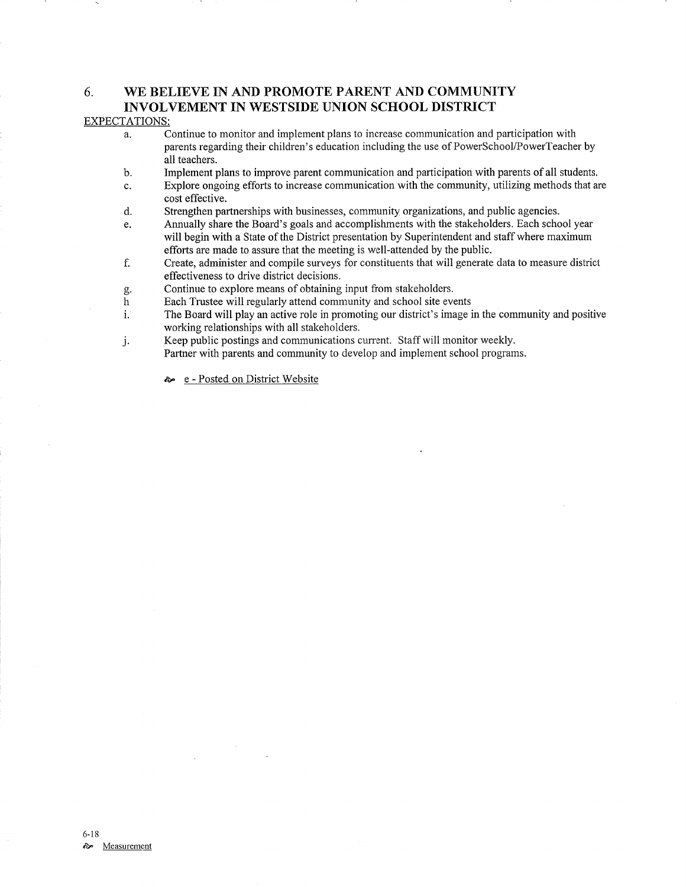## 6. WE BELIEVE IN AND PROMOTE PARENT AND COMMUNITY INVOLVEMENT IN WESTSIDE UNION SCHOOL DISTRICT

EXPECTATIONS:

a. Continue to monitor and implement plans to increase communication and participation with parents regarding their children's education including the use of PowerSchool/PowerTeacher by all teachers.

b. Implement plans to improve parent communication and participation with parents of all students.

c. Explore ongoing efforts to increase communication with the community, utilizing methods that are cost effective.

d. Strengthen partnerships with businesses, community organizations, and public agencies.

e. Annually share the Board's goals and accomplishments with the stakeholders. Each school year will begin with a State of the District presentation by Superintendent and staff where maximum efforts are made to assure that the meeting is well-attended by the public.

f. Create, administer and compile surveys for constituents that will generate data to measure district effectiveness to drive district decisions.

g. Continue to explore means of obtaining input from stakeholders.

h Each Trustee will regularly attend community and school site events

i. The Board will play an active role in promoting our district's image in the community and positive working relationships with all stakeholders.

j. Keep public postings and communications current. Staff will monitor weekly.
Partner with parents and community to develop and implement school programs.

ණ e - Posted on District Website

6-18

ණ Measurement